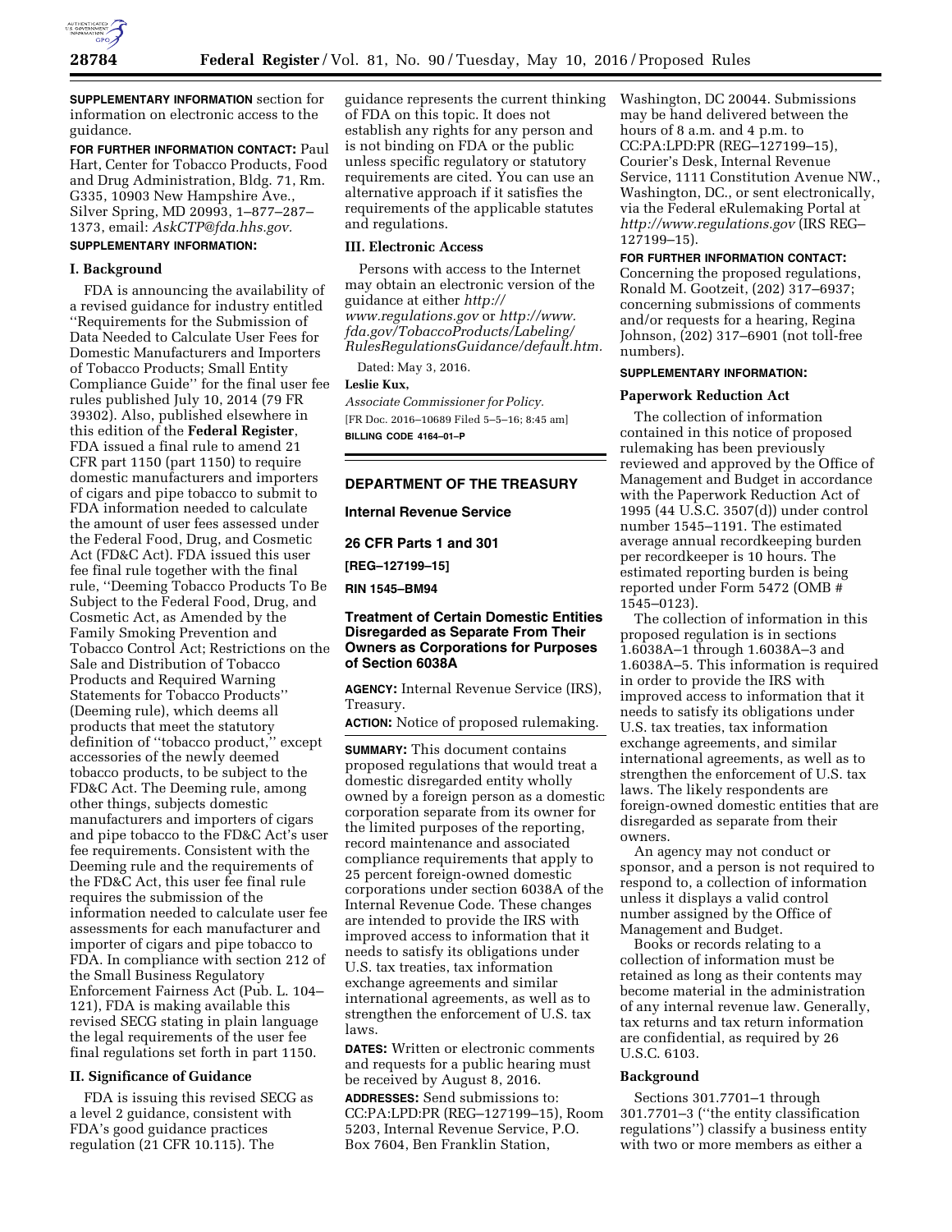**SUPPLEMENTARY INFORMATION** section for information on electronic access to the guidance.

**FOR FURTHER INFORMATION CONTACT:** Paul Hart, Center for Tobacco Products, Food and Drug Administration, Bldg. 71, Rm. G335, 10903 New Hampshire Ave., Silver Spring, MD 20993, 1–877–287–1373, email: *AskCTP@fda.hhs.gov.*

**SUPPLEMENTARY INFORMATION:**

## I. Background

FDA is announcing the availability of a revised guidance for industry entitled ''Requirements for the Submission of Data Needed to Calculate User Fees for Domestic Manufacturers and Importers of Tobacco Products; Small Entity Compliance Guide'' for the final user fee rules published July 10, 2014 (79 FR 39302). Also, published elsewhere in this edition of the **Federal Register**, FDA issued a final rule to amend 21 CFR part 1150 (part 1150) to require domestic manufacturers and importers of cigars and pipe tobacco to submit to FDA information needed to calculate the amount of user fees assessed under the Federal Food, Drug, and Cosmetic Act (FD&C Act). FDA issued this user fee final rule together with the final rule, ''Deeming Tobacco Products To Be Subject to the Federal Food, Drug, and Cosmetic Act, as Amended by the Family Smoking Prevention and Tobacco Control Act; Restrictions on the Sale and Distribution of Tobacco Products and Required Warning Statements for Tobacco Products'' (Deeming rule), which deems all products that meet the statutory definition of ''tobacco product,'' except accessories of the newly deemed tobacco products, to be subject to the FD&C Act. The Deeming rule, among other things, subjects domestic manufacturers and importers of cigars and pipe tobacco to the FD&C Act's user fee requirements. Consistent with the Deeming rule and the requirements of the FD&C Act, this user fee final rule requires the submission of the information needed to calculate user fee assessments for each manufacturer and importer of cigars and pipe tobacco to FDA. In compliance with section 212 of the Small Business Regulatory Enforcement Fairness Act (Pub. L. 104–121), FDA is making available this revised SECG stating in plain language the legal requirements of the user fee final regulations set forth in part 1150.

## II. Significance of Guidance

FDA is issuing this revised SECG as a level 2 guidance, consistent with FDA's good guidance practices regulation (21 CFR 10.115). The guidance represents the current thinking of FDA on this topic. It does not establish any rights for any person and is not binding on FDA or the public unless specific regulatory or statutory requirements are cited. You can use an alternative approach if it satisfies the requirements of the applicable statutes and regulations.

## III. Electronic Access

Persons with access to the Internet may obtain an electronic version of the guidance at either *http://www.regulations.gov* or *http://www.fda.gov/TobaccoProducts/Labeling/RulesRegulationsGuidance/default.htm.*

Dated: May 3, 2016.

**Leslie Kux,**

*Associate Commissioner for Policy.*

[FR Doc. 2016–10689 Filed 5–5–16; 8:45 am]

**BILLING CODE 4164–01–P**

---

# DEPARTMENT OF THE TREASURY

## Internal Revenue Service

## 26 CFR Parts 1 and 301

**[REG–127199–15]**

**RIN 1545–BM94**

## Treatment of Certain Domestic Entities Disregarded as Separate From Their Owners as Corporations for Purposes of Section 6038A

**AGENCY:** Internal Revenue Service (IRS), Treasury.

**ACTION:** Notice of proposed rulemaking.

**SUMMARY:** This document contains proposed regulations that would treat a domestic disregarded entity wholly owned by a foreign person as a domestic corporation separate from its owner for the limited purposes of the reporting, record maintenance and associated compliance requirements that apply to 25 percent foreign-owned domestic corporations under section 6038A of the Internal Revenue Code. These changes are intended to provide the IRS with improved access to information that it needs to satisfy its obligations under U.S. tax treaties, tax information exchange agreements and similar international agreements, as well as to strengthen the enforcement of U.S. tax laws.

**DATES:** Written or electronic comments and requests for a public hearing must be received by August 8, 2016.

**ADDRESSES:** Send submissions to: CC:PA:LPD:PR (REG–127199–15), Room 5203, Internal Revenue Service, P.O. Box 7604, Ben Franklin Station, Washington, DC 20044. Submissions may be hand delivered between the hours of 8 a.m. and 4 p.m. to CC:PA:LPD:PR (REG–127199–15), Courier's Desk, Internal Revenue Service, 1111 Constitution Avenue NW., Washington, DC., or sent electronically, via the Federal eRulemaking Portal at *http://www.regulations.gov* (IRS REG–127199–15).

**FOR FURTHER INFORMATION CONTACT:** Concerning the proposed regulations, Ronald M. Gootzeit, (202) 317–6937; concerning submissions of comments and/or requests for a hearing, Regina Johnson, (202) 317–6901 (not toll-free numbers).

**SUPPLEMENTARY INFORMATION:**

## Paperwork Reduction Act

The collection of information contained in this notice of proposed rulemaking has been previously reviewed and approved by the Office of Management and Budget in accordance with the Paperwork Reduction Act of 1995 (44 U.S.C. 3507(d)) under control number 1545–1191. The estimated average annual recordkeeping burden per recordkeeper is 10 hours. The estimated reporting burden is being reported under Form 5472 (OMB # 1545–0123).

The collection of information in this proposed regulation is in sections 1.6038A–1 through 1.6038A–3 and 1.6038A–5. This information is required in order to provide the IRS with improved access to information that it needs to satisfy its obligations under U.S. tax treaties, tax information exchange agreements, and similar international agreements, as well as to strengthen the enforcement of U.S. tax laws. The likely respondents are foreign-owned domestic entities that are disregarded as separate from their owners.

An agency may not conduct or sponsor, and a person is not required to respond to, a collection of information unless it displays a valid control number assigned by the Office of Management and Budget.

Books or records relating to a collection of information must be retained as long as their contents may become material in the administration of any internal revenue law. Generally, tax returns and tax return information are confidential, as required by 26 U.S.C. 6103.

## Background

Sections 301.7701–1 through 301.7701–3 (''the entity classification regulations'') classify a business entity with two or more members as either a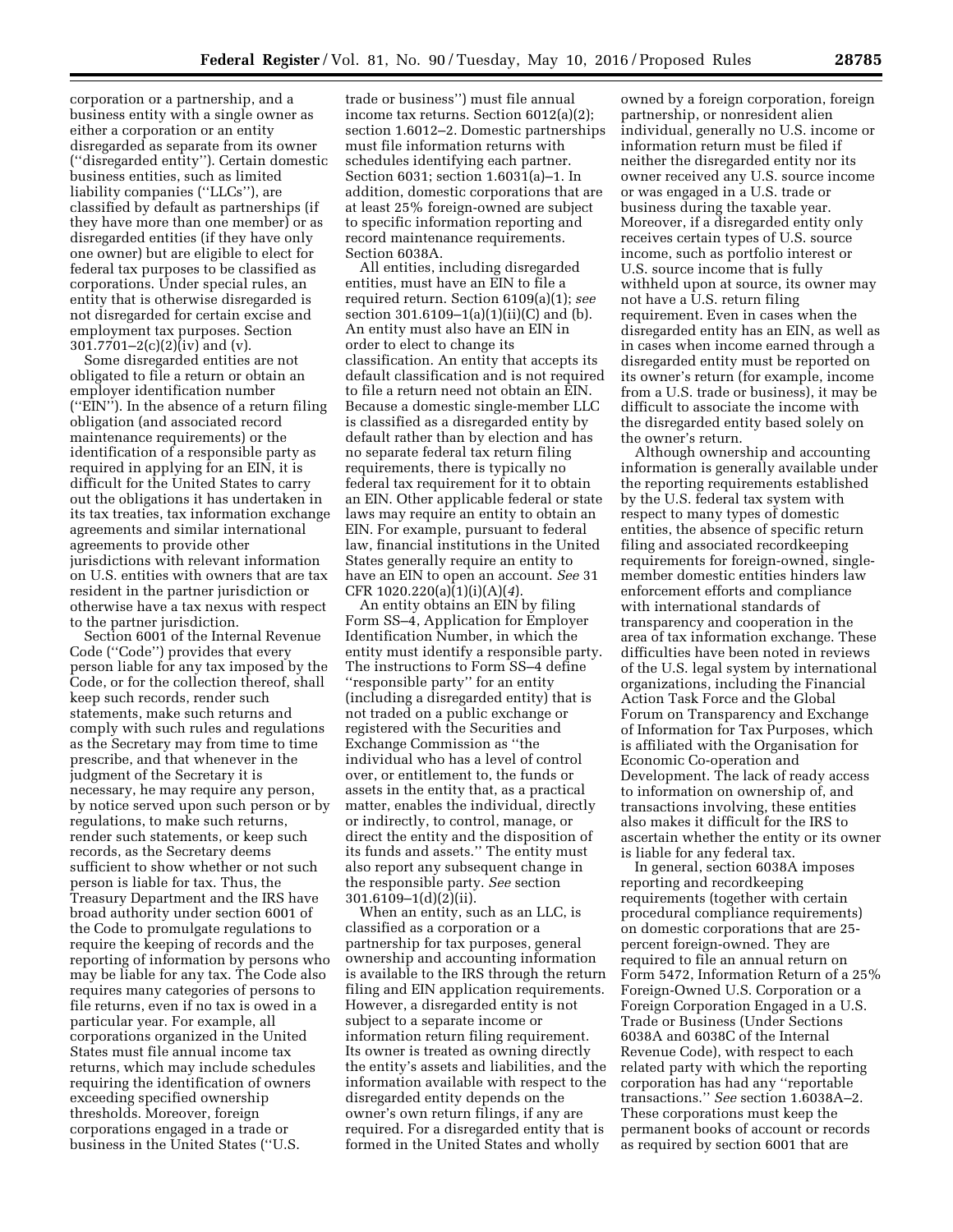corporation or a partnership, and a business entity with a single owner as either a corporation or an entity disregarded as separate from its owner (''disregarded entity''). Certain domestic business entities, such as limited liability companies (''LLCs''), are classified by default as partnerships (if they have more than one member) or as disregarded entities (if they have only one owner) but are eligible to elect for federal tax purposes to be classified as corporations. Under special rules, an entity that is otherwise disregarded is not disregarded for certain excise and employment tax purposes. Section 301.7701–2(c)(2)(iv) and (v).

Some disregarded entities are not obligated to file a return or obtain an employer identification number (''EIN''). In the absence of a return filing obligation (and associated record maintenance requirements) or the identification of a responsible party as required in applying for an EIN, it is difficult for the United States to carry out the obligations it has undertaken in its tax treaties, tax information exchange agreements and similar international agreements to provide other jurisdictions with relevant information on U.S. entities with owners that are tax resident in the partner jurisdiction or otherwise have a tax nexus with respect to the partner jurisdiction.

Section 6001 of the Internal Revenue Code (''Code'') provides that every person liable for any tax imposed by the Code, or for the collection thereof, shall keep such records, render such statements, make such returns and comply with such rules and regulations as the Secretary may from time to time prescribe, and that whenever in the judgment of the Secretary it is necessary, he may require any person, by notice served upon such person or by regulations, to make such returns, render such statements, or keep such records, as the Secretary deems sufficient to show whether or not such person is liable for tax. Thus, the Treasury Department and the IRS have broad authority under section 6001 of the Code to promulgate regulations to require the keeping of records and the reporting of information by persons who may be liable for any tax. The Code also requires many categories of persons to file returns, even if no tax is owed in a particular year. For example, all corporations organized in the United States must file annual income tax returns, which may include schedules requiring the identification of owners exceeding specified ownership thresholds. Moreover, foreign corporations engaged in a trade or business in the United States (''U.S. trade or business'') must file annual income tax returns. Section 6012(a)(2); section 1.6012–2. Domestic partnerships must file information returns with schedules identifying each partner. Section 6031; section 1.6031(a)–1. In addition, domestic corporations that are at least 25% foreign-owned are subject to specific information reporting and record maintenance requirements. Section 6038A.

All entities, including disregarded entities, must have an EIN to file a required return. Section 6109(a)(1); *see* section 301.6109–1(a)(1)(ii)(C) and (b). An entity must also have an EIN in order to elect to change its classification. An entity that accepts its default classification and is not required to file a return need not obtain an EIN. Because a domestic single-member LLC is classified as a disregarded entity by default rather than by election and has no separate federal tax return filing requirements, there is typically no federal tax requirement for it to obtain an EIN. Other applicable federal or state laws may require an entity to obtain an EIN. For example, pursuant to federal law, financial institutions in the United States generally require an entity to have an EIN to open an account. *See* 31 CFR 1020.220(a)(1)(i)(A)(*4*).

An entity obtains an EIN by filing Form SS–4, Application for Employer Identification Number, in which the entity must identify a responsible party. The instructions to Form SS–4 define ''responsible party'' for an entity (including a disregarded entity) that is not traded on a public exchange or registered with the Securities and Exchange Commission as ''the individual who has a level of control over, or entitlement to, the funds or assets in the entity that, as a practical matter, enables the individual, directly or indirectly, to control, manage, or direct the entity and the disposition of its funds and assets.'' The entity must also report any subsequent change in the responsible party. *See* section 301.6109–1(d)(2)(ii).

When an entity, such as an LLC, is classified as a corporation or a partnership for tax purposes, general ownership and accounting information is available to the IRS through the return filing and EIN application requirements. However, a disregarded entity is not subject to a separate income or information return filing requirement. Its owner is treated as owning directly the entity's assets and liabilities, and the information available with respect to the disregarded entity depends on the owner's own return filings, if any are required. For a disregarded entity that is formed in the United States and wholly owned by a foreign corporation, foreign partnership, or nonresident alien individual, generally no U.S. income or information return must be filed if neither the disregarded entity nor its owner received any U.S. source income or was engaged in a U.S. trade or business during the taxable year. Moreover, if a disregarded entity only receives certain types of U.S. source income, such as portfolio interest or U.S. source income that is fully withheld upon at source, its owner may not have a U.S. return filing requirement. Even in cases when the disregarded entity has an EIN, as well as in cases when income earned through a disregarded entity must be reported on its owner's return (for example, income from a U.S. trade or business), it may be difficult to associate the income with the disregarded entity based solely on the owner's return.

Although ownership and accounting information is generally available under the reporting requirements established by the U.S. federal tax system with respect to many types of domestic entities, the absence of specific return filing and associated recordkeeping requirements for foreign-owned, single-member domestic entities hinders law enforcement efforts and compliance with international standards of transparency and cooperation in the area of tax information exchange. These difficulties have been noted in reviews of the U.S. legal system by international organizations, including the Financial Action Task Force and the Global Forum on Transparency and Exchange of Information for Tax Purposes, which is affiliated with the Organisation for Economic Co-operation and Development. The lack of ready access to information on ownership of, and transactions involving, these entities also makes it difficult for the IRS to ascertain whether the entity or its owner is liable for any federal tax.

In general, section 6038A imposes reporting and recordkeeping requirements (together with certain procedural compliance requirements) on domestic corporations that are 25-percent foreign-owned. They are required to file an annual return on Form 5472, Information Return of a 25% Foreign-Owned U.S. Corporation or a Foreign Corporation Engaged in a U.S. Trade or Business (Under Sections 6038A and 6038C of the Internal Revenue Code), with respect to each related party with which the reporting corporation has had any ''reportable transactions.'' *See* section 1.6038A–2. These corporations must keep the permanent books of account or records as required by section 6001 that are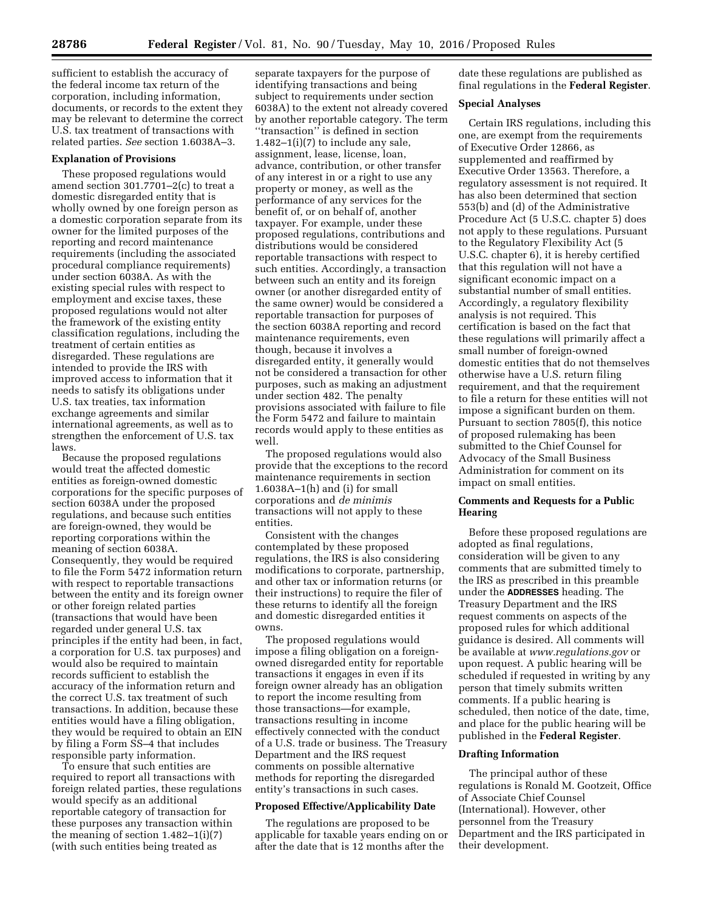sufficient to establish the accuracy of the federal income tax return of the corporation, including information, documents, or records to the extent they may be relevant to determine the correct U.S. tax treatment of transactions with related parties. *See* section 1.6038A–3.

## Explanation of Provisions

These proposed regulations would amend section 301.7701–2(c) to treat a domestic disregarded entity that is wholly owned by one foreign person as a domestic corporation separate from its owner for the limited purposes of the reporting and record maintenance requirements (including the associated procedural compliance requirements) under section 6038A. As with the existing special rules with respect to employment and excise taxes, these proposed regulations would not alter the framework of the existing entity classification regulations, including the treatment of certain entities as disregarded. These regulations are intended to provide the IRS with improved access to information that it needs to satisfy its obligations under U.S. tax treaties, tax information exchange agreements and similar international agreements, as well as to strengthen the enforcement of U.S. tax laws.

Because the proposed regulations would treat the affected domestic entities as foreign-owned domestic corporations for the specific purposes of section 6038A under the proposed regulations, and because such entities are foreign-owned, they would be reporting corporations within the meaning of section 6038A. Consequently, they would be required to file the Form 5472 information return with respect to reportable transactions between the entity and its foreign owner or other foreign related parties (transactions that would have been regarded under general U.S. tax principles if the entity had been, in fact, a corporation for U.S. tax purposes) and would also be required to maintain records sufficient to establish the accuracy of the information return and the correct U.S. tax treatment of such transactions. In addition, because these entities would have a filing obligation, they would be required to obtain an EIN by filing a Form SS–4 that includes responsible party information.

To ensure that such entities are required to report all transactions with foreign related parties, these regulations would specify as an additional reportable category of transaction for these purposes any transaction within the meaning of section 1.482–1(i)(7) (with such entities being treated as separate taxpayers for the purpose of identifying transactions and being subject to requirements under section 6038A) to the extent not already covered by another reportable category. The term "transaction" is defined in section 1.482–1(i)(7) to include any sale, assignment, lease, license, loan, advance, contribution, or other transfer of any interest in or a right to use any property or money, as well as the performance of any services for the benefit of, or on behalf of, another taxpayer. For example, under these proposed regulations, contributions and distributions would be considered reportable transactions with respect to such entities. Accordingly, a transaction between such an entity and its foreign owner (or another disregarded entity of the same owner) would be considered a reportable transaction for purposes of the section 6038A reporting and record maintenance requirements, even though, because it involves a disregarded entity, it generally would not be considered a transaction for other purposes, such as making an adjustment under section 482. The penalty provisions associated with failure to file the Form 5472 and failure to maintain records would apply to these entities as well.

The proposed regulations would also provide that the exceptions to the record maintenance requirements in section 1.6038A–1(h) and (i) for small corporations and *de minimis* transactions will not apply to these entities.

Consistent with the changes contemplated by these proposed regulations, the IRS is also considering modifications to corporate, partnership, and other tax or information returns (or their instructions) to require the filer of these returns to identify all the foreign and domestic disregarded entities it owns.

The proposed regulations would impose a filing obligation on a foreign-owned disregarded entity for reportable transactions it engages in even if its foreign owner already has an obligation to report the income resulting from those transactions—for example, transactions resulting in income effectively connected with the conduct of a U.S. trade or business. The Treasury Department and the IRS request comments on possible alternative methods for reporting the disregarded entity's transactions in such cases.

## Proposed Effective/Applicability Date

The regulations are proposed to be applicable for taxable years ending on or after the date that is 12 months after the date these regulations are published as final regulations in the **Federal Register**.

## Special Analyses

Certain IRS regulations, including this one, are exempt from the requirements of Executive Order 12866, as supplemented and reaffirmed by Executive Order 13563. Therefore, a regulatory assessment is not required. It has also been determined that section 553(b) and (d) of the Administrative Procedure Act (5 U.S.C. chapter 5) does not apply to these regulations. Pursuant to the Regulatory Flexibility Act (5 U.S.C. chapter 6), it is hereby certified that this regulation will not have a significant economic impact on a substantial number of small entities. Accordingly, a regulatory flexibility analysis is not required. This certification is based on the fact that these regulations will primarily affect a small number of foreign-owned domestic entities that do not themselves otherwise have a U.S. return filing requirement, and that the requirement to file a return for these entities will not impose a significant burden on them. Pursuant to section 7805(f), this notice of proposed rulemaking has been submitted to the Chief Counsel for Advocacy of the Small Business Administration for comment on its impact on small entities.

## Comments and Requests for a Public Hearing

Before these proposed regulations are adopted as final regulations, consideration will be given to any comments that are submitted timely to the IRS as prescribed in this preamble under the **ADDRESSES** heading. The Treasury Department and the IRS request comments on aspects of the proposed rules for which additional guidance is desired. All comments will be available at *www.regulations.gov* or upon request. A public hearing will be scheduled if requested in writing by any person that timely submits written comments. If a public hearing is scheduled, then notice of the date, time, and place for the public hearing will be published in the **Federal Register**.

## Drafting Information

The principal author of these regulations is Ronald M. Gootzeit, Office of Associate Chief Counsel (International). However, other personnel from the Treasury Department and the IRS participated in their development.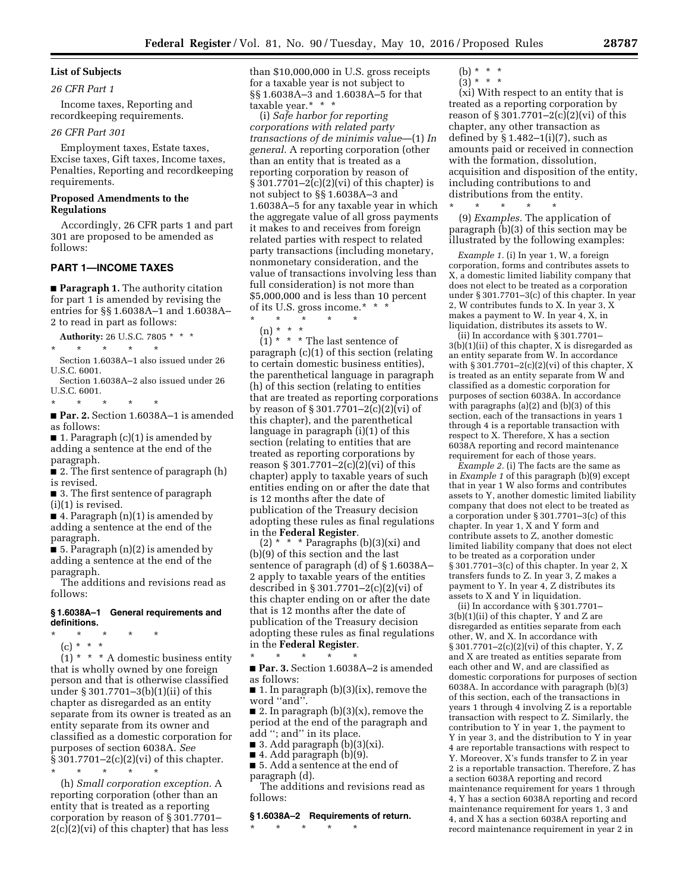**List of Subjects**

*26 CFR Part 1*

Income taxes, Reporting and recordkeeping requirements.

*26 CFR Part 301*

Employment taxes, Estate taxes, Excise taxes, Gift taxes, Income taxes, Penalties, Reporting and recordkeeping requirements.

**Proposed Amendments to the Regulations**

Accordingly, 26 CFR parts 1 and part 301 are proposed to be amended as follows:

## PART 1—INCOME TAXES

■ **Paragraph 1.** The authority citation for part 1 is amended by revising the entries for §§ 1.6038A–1 and 1.6038A–2 to read in part as follows:

**Authority:** 26 U.S.C. 7805 * * *

\* \* \* \* \*

Section 1.6038A–1 also issued under 26 U.S.C. 6001.

Section 1.6038A–2 also issued under 26 U.S.C. 6001.

\* \* \* \* \*

■ **Par. 2.** Section 1.6038A–1 is amended as follows:

■ 1. Paragraph (c)(1) is amended by adding a sentence at the end of the paragraph.

■ 2. The first sentence of paragraph (h) is revised.

■ 3. The first sentence of paragraph (i)(1) is revised.

■ 4. Paragraph (n)(1) is amended by adding a sentence at the end of the paragraph.

■ 5. Paragraph (n)(2) is amended by adding a sentence at the end of the paragraph.

The additions and revisions read as follows:

### § 1.6038A–1 General requirements and definitions.

\* \* \* \* \*

(c) * * *

(1) * * * A domestic business entity that is wholly owned by one foreign person and that is otherwise classified under § 301.7701–3(b)(1)(ii) of this chapter as disregarded as an entity separate from its owner is treated as an entity separate from its owner and classified as a domestic corporation for purposes of section 6038A. *See* § 301.7701–2(c)(2)(vi) of this chapter.

\* \* \* \* \*

(h) *Small corporation exception.* A reporting corporation (other than an entity that is treated as a reporting corporation by reason of § 301.7701–2(c)(2)(vi) of this chapter) that has less than $10,000,000 in U.S. gross receipts for a taxable year is not subject to §§ 1.6038A–3 and 1.6038A–5 for that taxable year.* * *

(i) *Safe harbor for reporting corporations with related party transactions of de minimis value*—(1) *In general.* A reporting corporation (other than an entity that is treated as a reporting corporation by reason of § 301.7701–2(c)(2)(vi) of this chapter) is not subject to §§ 1.6038A–3 and 1.6038A–5 for any taxable year in which the aggregate value of all gross payments it makes to and receives from foreign related parties with respect to related party transactions (including monetary, nonmonetary consideration, and the value of transactions involving less than full consideration) is not more than $5,000,000 and is less than 10 percent of its U.S. gross income.* * *

\* \* \* \* \*

(n) * * *

(1) * * * The last sentence of paragraph (c)(1) of this section (relating to certain domestic business entities), the parenthetical language in paragraph (h) of this section (relating to entities that are treated as reporting corporations by reason of § 301.7701–2(c)(2)(vi) of this chapter), and the parenthetical language in paragraph (i)(1) of this section (relating to entities that are treated as reporting corporations by reason § 301.7701–2(c)(2)(vi) of this chapter) apply to taxable years of such entities ending on or after the date that is 12 months after the date of publication of the Treasury decision adopting these rules as final regulations in the **Federal Register**.

(2) * * * Paragraphs (b)(3)(xi) and (b)(9) of this section and the last sentence of paragraph (d) of § 1.6038A–2 apply to taxable years of the entities described in § 301.7701–2(c)(2)(vi) of this chapter ending on or after the date that is 12 months after the date of publication of the Treasury decision adopting these rules as final regulations in the **Federal Register**.

\* \* \* \* \*

■ **Par. 3.** Section 1.6038A–2 is amended as follows:

■ 1. In paragraph (b)(3)(ix), remove the word "and".

■ 2. In paragraph (b)(3)(x), remove the period at the end of the paragraph and add "; and" in its place.

■ 3. Add paragraph (b)(3)(xi).

■ 4. Add paragraph (b)(9).

■ 5. Add a sentence at the end of paragraph (d).

The additions and revisions read as follows:

### § 1.6038A–2 Requirements of return.

\* \* \* \* \*

(b) * * *

(3) * * *

(xi) With respect to an entity that is treated as a reporting corporation by reason of § 301.7701–2(c)(2)(vi) of this chapter, any other transaction as defined by § 1.482–1(i)(7), such as amounts paid or received in connection with the formation, dissolution, acquisition and disposition of the entity, including contributions to and distributions from the entity.

\* \* \* \* \*

(9) *Examples.* The application of paragraph (b)(3) of this section may be illustrated by the following examples:

*Example 1.* (i) In year 1, W, a foreign corporation, forms and contributes assets to X, a domestic limited liability company that does not elect to be treated as a corporation under § 301.7701–3(c) of this chapter. In year 2, W contributes funds to X. In year 3, X makes a payment to W. In year 4, X, in liquidation, distributes its assets to W.

(ii) In accordance with § 301.7701–3(b)(1)(ii) of this chapter, X is disregarded as an entity separate from W. In accordance with § 301.7701–2(c)(2)(vi) of this chapter, X is treated as an entity separate from W and classified as a domestic corporation for purposes of section 6038A. In accordance with paragraphs (a)(2) and (b)(3) of this section, each of the transactions in years 1 through 4 is a reportable transaction with respect to X. Therefore, X has a section 6038A reporting and record maintenance requirement for each of those years.

*Example 2.* (i) The facts are the same as in *Example 1* of this paragraph (b)(9) except that in year 1 W also forms and contributes assets to Y, another domestic limited liability company that does not elect to be treated as a corporation under § 301.7701–3(c) of this chapter. In year 1, X and Y form and contribute assets to Z, another domestic limited liability company that does not elect to be treated as a corporation under § 301.7701–3(c) of this chapter. In year 2, X transfers funds to Z. In year 3, Z makes a payment to Y. In year 4, Z distributes its assets to X and Y in liquidation.

(ii) In accordance with § 301.7701–3(b)(1)(ii) of this chapter, Y and Z are disregarded as entities separate from each other, W, and X. In accordance with § 301.7701–2(c)(2)(vi) of this chapter, Y, Z and X are treated as entities separate from each other and W, and are classified as domestic corporations for purposes of section 6038A. In accordance with paragraph (b)(3) of this section, each of the transactions in years 1 through 4 involving Z is a reportable transaction with respect to Z. Similarly, the contribution to Y in year 1, the payment to Y in year 3, and the distribution to Y in year 4 are reportable transactions with respect to Y. Moreover, X's funds transfer to Z in year 2 is a reportable transaction. Therefore, Z has a section 6038A reporting and record maintenance requirement for years 1 through 4, Y has a section 6038A reporting and record maintenance requirement for years 1, 3 and 4, and X has a section 6038A reporting and record maintenance requirement in year 2 in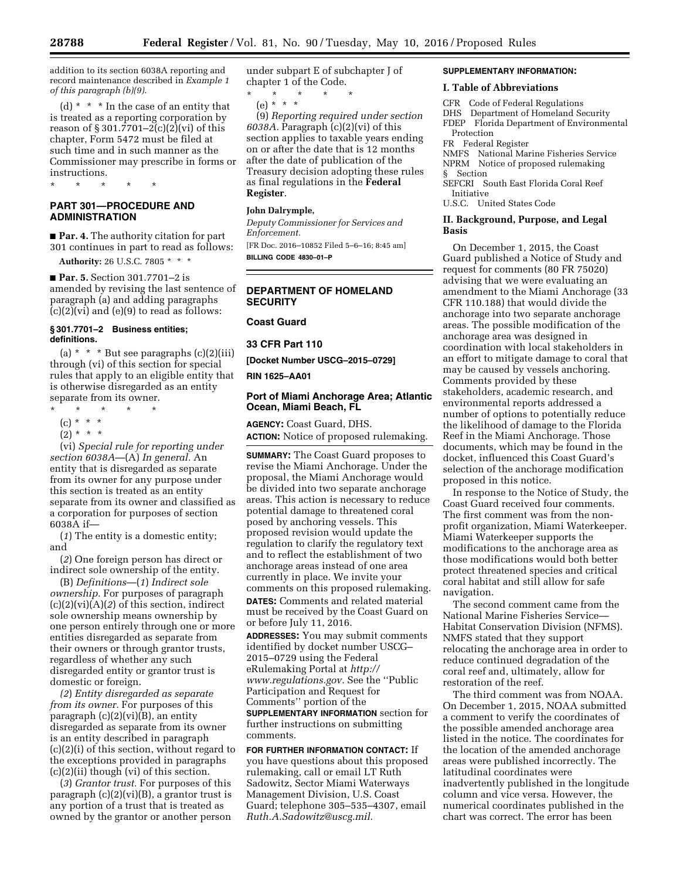addition to its section 6038A reporting and record maintenance described in *Example 1 of this paragraph (b)(9).*

(d) * * * In the case of an entity that is treated as a reporting corporation by reason of § 301.7701–2(c)(2)(vi) of this chapter, Form 5472 must be filed at such time and in such manner as the Commissioner may prescribe in forms or instructions.

\* \* \* \* \*

## PART 301—PROCEDURE AND ADMINISTRATION

■ **Par. 4.** The authority citation for part 301 continues in part to read as follows:

**Authority:** 26 U.S.C. 7805 * * *

■ **Par. 5.** Section 301.7701–2 is amended by revising the last sentence of paragraph (a) and adding paragraphs (c)(2)(vi) and (e)(9) to read as follows:

### § 301.7701–2 Business entities; definitions.

(a) * * * But see paragraphs (c)(2)(iii) through (vi) of this section for special rules that apply to an eligible entity that is otherwise disregarded as an entity separate from its owner.

\* \* \* \* \*

(c) * * *

(2) * * *

(vi) *Special rule for reporting under section 6038A*—(A) *In general.* An entity that is disregarded as separate from its owner for any purpose under this section is treated as an entity separate from its owner and classified as a corporation for purposes of section 6038A if—

(*1*) The entity is a domestic entity; and

(*2*) One foreign person has direct or indirect sole ownership of the entity.

(B) *Definitions*—(*1*) *Indirect sole ownership.* For purposes of paragraph (c)(2)(vi)(A)(*2*) of this section, indirect sole ownership means ownership by one person entirely through one or more entities disregarded as separate from their owners or through grantor trusts, regardless of whether any such disregarded entity or grantor trust is domestic or foreign.

(*2*) *Entity disregarded as separate from its owner.* For purposes of this paragraph (c)(2)(vi)(B), an entity disregarded as separate from its owner is an entity described in paragraph (c)(2)(i) of this section, without regard to the exceptions provided in paragraphs (c)(2)(ii) though (vi) of this section.

(*3*) *Grantor trust.* For purposes of this paragraph (c)(2)(vi)(B), a grantor trust is any portion of a trust that is treated as owned by the grantor or another person under subpart E of subchapter J of chapter 1 of the Code.

\* \* \* \* \*

(e) * * *

(9) *Reporting required under section 6038A.* Paragraph (c)(2)(vi) of this section applies to taxable years ending on or after the date that is 12 months after the date of publication of the Treasury decision adopting these rules as final regulations in the **Federal Register**.

**John Dalrymple,**

*Deputy Commissioner for Services and Enforcement.*

[FR Doc. 2016–10852 Filed 5–6–16; 8:45 am]

**BILLING CODE 4830–01–P**

---

## DEPARTMENT OF HOMELAND SECURITY

## Coast Guard

## 33 CFR Part 110

**[Docket Number USCG–2015–0729]**

**RIN 1625–AA01**

## Port of Miami Anchorage Area; Atlantic Ocean, Miami Beach, FL

**AGENCY:** Coast Guard, DHS.

**ACTION:** Notice of proposed rulemaking.

**SUMMARY:** The Coast Guard proposes to revise the Miami Anchorage. Under the proposal, the Miami Anchorage would be divided into two separate anchorage areas. This action is necessary to reduce potential damage to threatened coral posed by anchoring vessels. This proposed revision would update the regulation to clarify the regulatory text and to reflect the establishment of two anchorage areas instead of one area currently in place. We invite your comments on this proposed rulemaking.

**DATES:** Comments and related material must be received by the Coast Guard on or before July 11, 2016.

**ADDRESSES:** You may submit comments identified by docket number USCG–2015–0729 using the Federal eRulemaking Portal at *http://www.regulations.gov.* See the ''Public Participation and Request for Comments'' portion of the **SUPPLEMENTARY INFORMATION** section for further instructions on submitting comments.

**FOR FURTHER INFORMATION CONTACT:** If you have questions about this proposed rulemaking, call or email LT Ruth Sadowitz, Sector Miami Waterways Management Division, U.S. Coast Guard; telephone 305–535–4307, email *Ruth.A.Sadowitz@uscg.mil.*

**SUPPLEMENTARY INFORMATION:**

### I. Table of Abbreviations

CFR Code of Federal Regulations
DHS Department of Homeland Security
FDEP Florida Department of Environmental Protection
FR Federal Register
NMFS National Marine Fisheries Service
NPRM Notice of proposed rulemaking
§ Section
SEFCRI South East Florida Coral Reef Initiative
U.S.C. United States Code

### II. Background, Purpose, and Legal Basis

On December 1, 2015, the Coast Guard published a Notice of Study and request for comments (80 FR 75020) advising that we were evaluating an amendment to the Miami Anchorage (33 CFR 110.188) that would divide the anchorage into two separate anchorage areas. The possible modification of the anchorage area was designed in coordination with local stakeholders in an effort to mitigate damage to coral that may be caused by vessels anchoring. Comments provided by these stakeholders, academic research, and environmental reports addressed a number of options to potentially reduce the likelihood of damage to the Florida Reef in the Miami Anchorage. Those documents, which may be found in the docket, influenced this Coast Guard's selection of the anchorage modification proposed in this notice.

In response to the Notice of Study, the Coast Guard received four comments. The first comment was from the non-profit organization, Miami Waterkeeper. Miami Waterkeeper supports the modifications to the anchorage area as those modifications would both better protect threatened species and critical coral habitat and still allow for safe navigation.

The second comment came from the National Marine Fisheries Service—Habitat Conservation Division (NFMS). NMFS stated that they support relocating the anchorage area in order to reduce continued degradation of the coral reef and, ultimately, allow for restoration of the reef.

The third comment was from NOAA. On December 1, 2015, NOAA submitted a comment to verify the coordinates of the possible amended anchorage area listed in the notice. The coordinates for the location of the amended anchorage areas were published incorrectly. The latitudinal coordinates were inadvertently published in the longitude column and vice versa. However, the numerical coordinates published in the chart was correct. The error has been